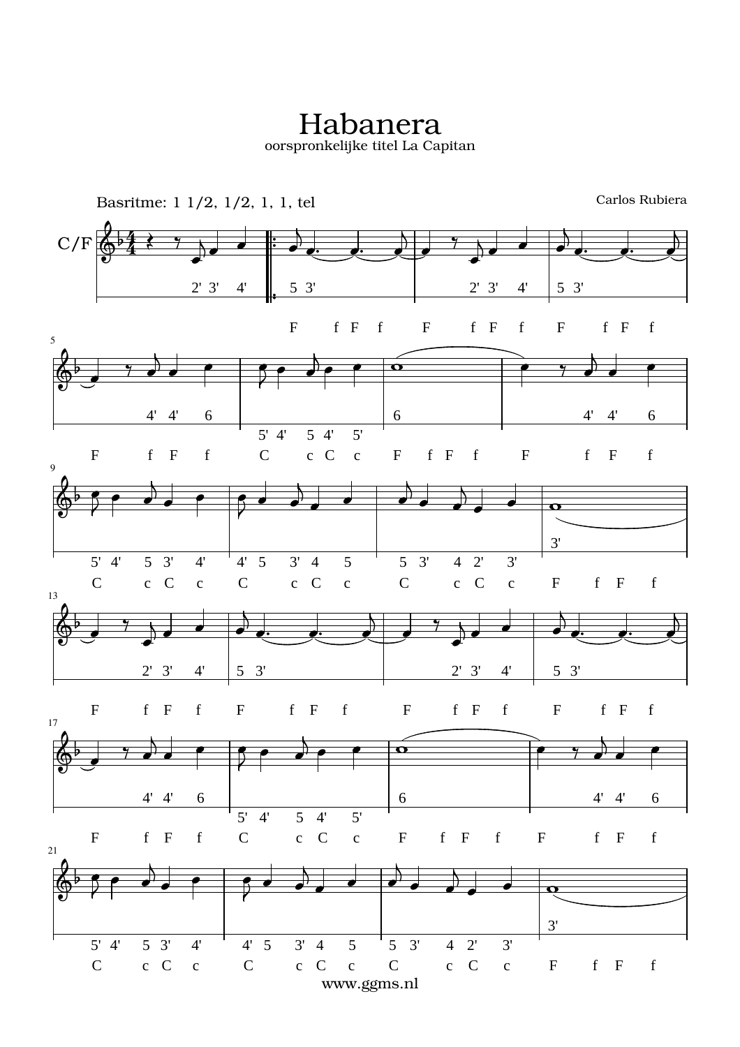# Habanera

oorspronkelijke titel La Capitan

Basritme: 1 1/2, 1/2, 1, 1, tel

Carlos Rubiera

C/F

www.ggms.nl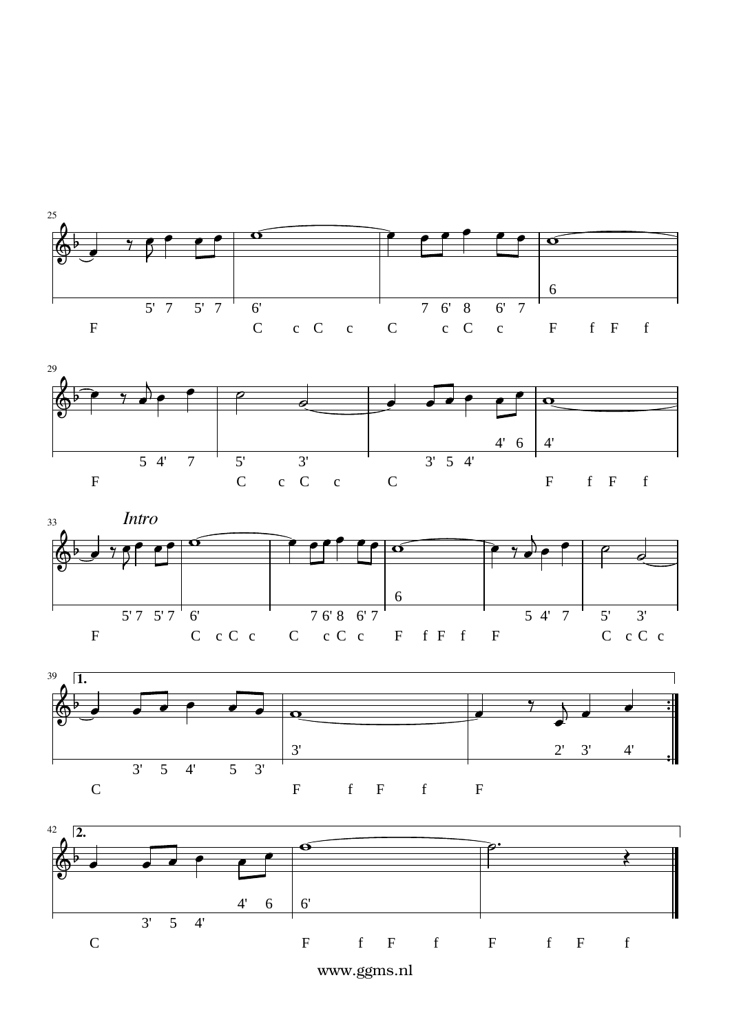*Intro*

www.ggms.nl